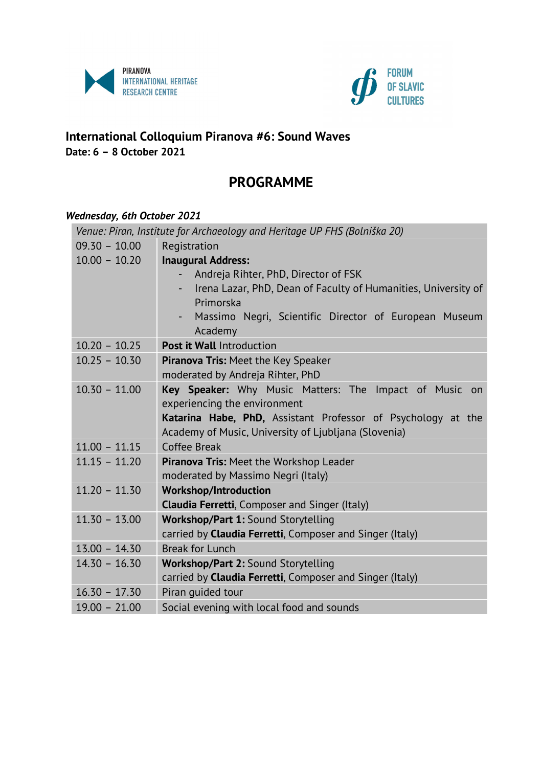PIRANOVA
INTERNATIONAL HERITAGE
RESEARCH CENTRE

FORUM
OF SLAVIC
CULTURES

# International Colloquium Piranova #6: Sound Waves

**Date: 6 – 8 October 2021**

## PROGRAMME

***Wednesday, 6th October 2021***

| *Venue: Piran, Institute for Archaeology and Heritage UP FHS (Bolniška 20)* | |
|---|---|
| 09.30 – 10.00 | Registration |
| 10.00 – 10.20 | **Inaugural Address:**<br>- Andreja Rihter, PhD, Director of FSK<br>- Irena Lazar, PhD, Dean of Faculty of Humanities, University of Primorska<br>- Massimo Negri, Scientific Director of European Museum Academy |
| 10.20 – 10.25 | **Post it Wall** Introduction |
| 10.25 – 10.30 | **Piranova Tris:** Meet the Key Speaker<br>moderated by Andreja Rihter, PhD |
| 10.30 – 11.00 | **Key Speaker:** Why Music Matters: The Impact of Music on experiencing the environment<br>**Katarina Habe, PhD,** Assistant Professor of Psychology at the Academy of Music, University of Ljubljana (Slovenia) |
| 11.00 – 11.15 | Coffee Break |
| 11.15 – 11.20 | **Piranova Tris:** Meet the Workshop Leader<br>moderated by Massimo Negri (Italy) |
| 11.20 – 11.30 | **Workshop/Introduction**<br>**Claudia Ferretti**, Composer and Singer (Italy) |
| 11.30 – 13.00 | **Workshop/Part 1:** Sound Storytelling<br>carried by **Claudia Ferretti**, Composer and Singer (Italy) |
| 13.00 – 14.30 | Break for Lunch |
| 14.30 – 16.30 | **Workshop/Part 2:** Sound Storytelling<br>carried by **Claudia Ferretti**, Composer and Singer (Italy) |
| 16.30 – 17.30 | Piran guided tour |
| 19.00 – 21.00 | Social evening with local food and sounds |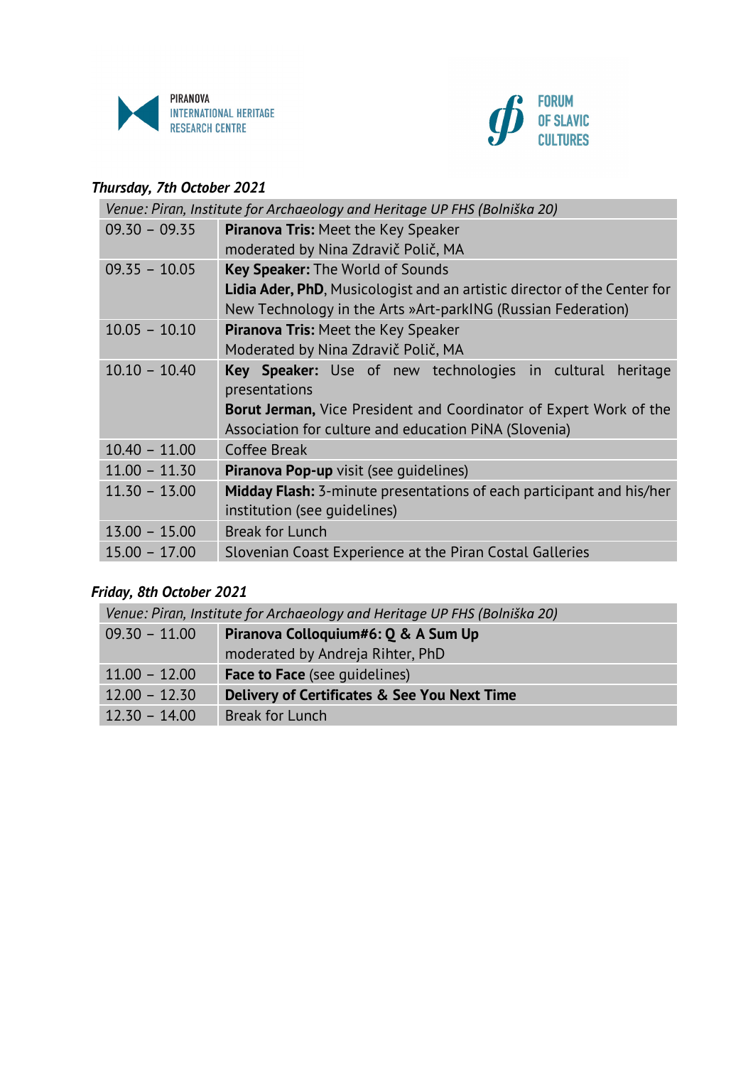PIRANOVA INTERNATIONAL HERITAGE RESEARCH CENTRE

FORUM OF SLAVIC CULTURES

### *Thursday, 7th October 2021*

| *Venue: Piran, Institute for Archaeology and Heritage UP FHS (Bolniška 20)* | |
|---|---|
| 09.30 – 09.35 | **Piranova Tris:** Meet the Key Speaker<br>moderated by Nina Zdravič Polič, MA |
| 09.35 – 10.05 | **Key Speaker:** The World of Sounds<br>**Lidia Ader, PhD**, Musicologist and an artistic director of the Center for New Technology in the Arts »Art-parkING (Russian Federation) |
| 10.05 – 10.10 | **Piranova Tris:** Meet the Key Speaker<br>Moderated by Nina Zdravič Polič, MA |
| 10.10 – 10.40 | **Key Speaker:** Use of new technologies in cultural heritage presentations<br>**Borut Jerman,** Vice President and Coordinator of Expert Work of the Association for culture and education PiNA (Slovenia) |
| 10.40 – 11.00 | Coffee Break |
| 11.00 – 11.30 | **Piranova Pop-up** visit (see guidelines) |
| 11.30 – 13.00 | **Midday Flash:** 3-minute presentations of each participant and his/her institution (see guidelines) |
| 13.00 – 15.00 | Break for Lunch |
| 15.00 – 17.00 | Slovenian Coast Experience at the Piran Costal Galleries |

### *Friday, 8th October 2021*

| *Venue: Piran, Institute for Archaeology and Heritage UP FHS (Bolniška 20)* | |
|---|---|
| 09.30 – 11.00 | **Piranova Colloquium#6: Q & A Sum Up**<br>moderated by Andreja Rihter, PhD |
| 11.00 – 12.00 | **Face to Face** (see guidelines) |
| 12.00 – 12.30 | **Delivery of Certificates & See You Next Time** |
| 12.30 – 14.00 | Break for Lunch |